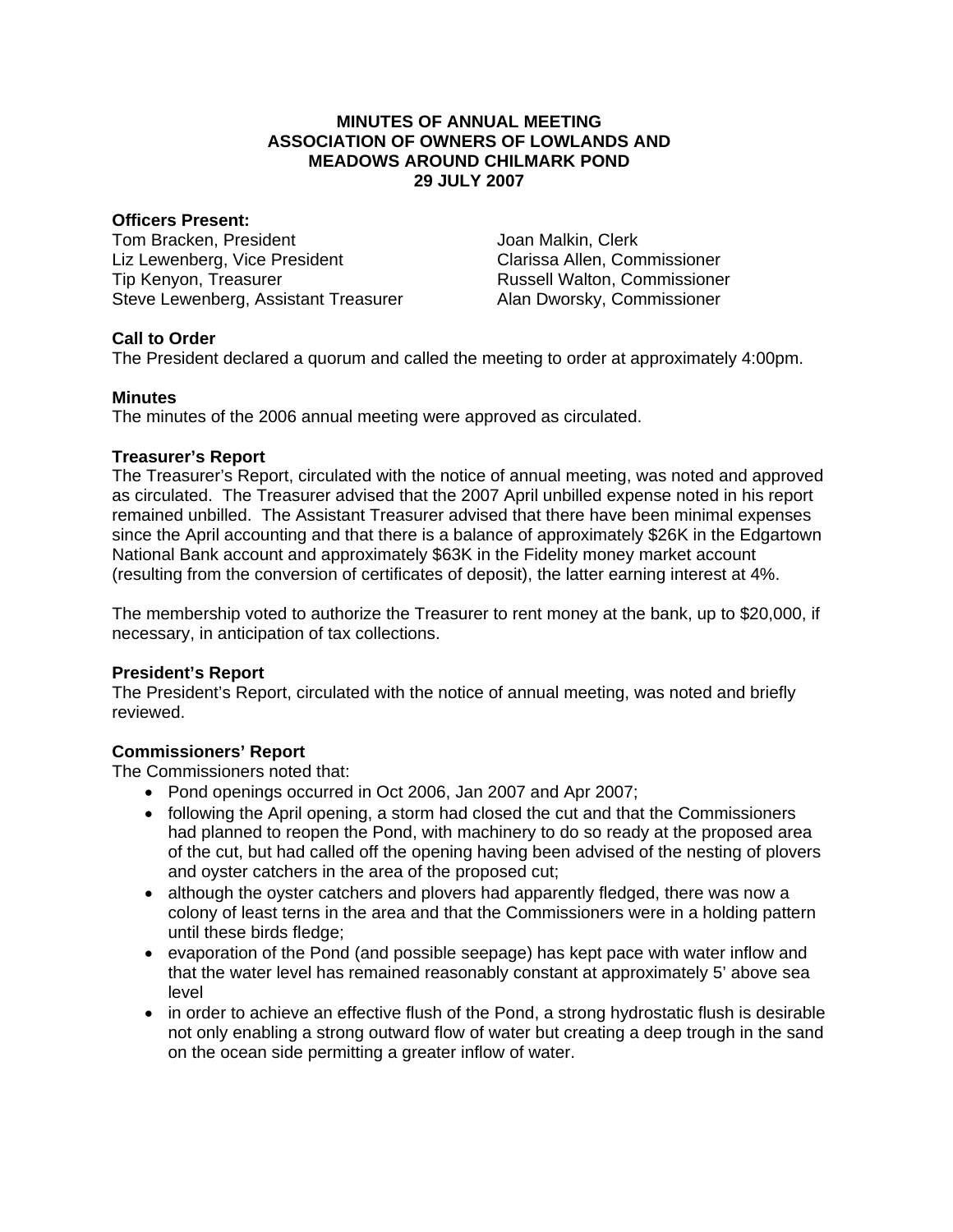# MINUTES OF ANNUAL MEETING
# ASSOCIATION OF OWNERS OF LOWLANDS AND MEADOWS AROUND CHILMARK POND
# 29 JULY 2007

**Officers Present:**

Tom Bracken, President
Liz Lewenberg, Vice President
Tip Kenyon, Treasurer
Steve Lewenberg, Assistant Treasurer
Joan Malkin, Clerk
Clarissa Allen, Commissioner
Russell Walton, Commissioner
Alan Dworsky, Commissioner

**Call to Order**

The President declared a quorum and called the meeting to order at approximately 4:00pm.

**Minutes**

The minutes of the 2006 annual meeting were approved as circulated.

**Treasurer's Report**

The Treasurer's Report, circulated with the notice of annual meeting, was noted and approved as circulated. The Treasurer advised that the 2007 April unbilled expense noted in his report remained unbilled. The Assistant Treasurer advised that there have been minimal expenses since the April accounting and that there is a balance of approximately $26K in the Edgartown National Bank account and approximately $63K in the Fidelity money market account (resulting from the conversion of certificates of deposit), the latter earning interest at 4%.

The membership voted to authorize the Treasurer to rent money at the bank, up to $20,000, if necessary, in anticipation of tax collections.

**President's Report**

The President's Report, circulated with the notice of annual meeting, was noted and briefly reviewed.

**Commissioners' Report**

The Commissioners noted that:

- Pond openings occurred in Oct 2006, Jan 2007 and Apr 2007;
- following the April opening, a storm had closed the cut and that the Commissioners had planned to reopen the Pond, with machinery to do so ready at the proposed area of the cut, but had called off the opening having been advised of the nesting of plovers and oyster catchers in the area of the proposed cut;
- although the oyster catchers and plovers had apparently fledged, there was now a colony of least terns in the area and that the Commissioners were in a holding pattern until these birds fledge;
- evaporation of the Pond (and possible seepage) has kept pace with water inflow and that the water level has remained reasonably constant at approximately 5' above sea level
- in order to achieve an effective flush of the Pond, a strong hydrostatic flush is desirable not only enabling a strong outward flow of water but creating a deep trough in the sand on the ocean side permitting a greater inflow of water.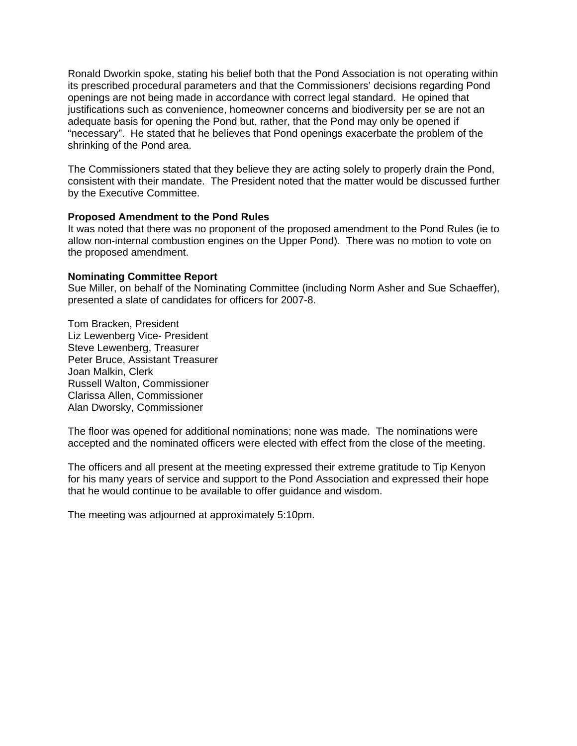Ronald Dworkin spoke, stating his belief both that the Pond Association is not operating within its prescribed procedural parameters and that the Commissioners' decisions regarding Pond openings are not being made in accordance with correct legal standard. He opined that justifications such as convenience, homeowner concerns and biodiversity per se are not an adequate basis for opening the Pond but, rather, that the Pond may only be opened if "necessary". He stated that he believes that Pond openings exacerbate the problem of the shrinking of the Pond area.

The Commissioners stated that they believe they are acting solely to properly drain the Pond, consistent with their mandate. The President noted that the matter would be discussed further by the Executive Committee.

**Proposed Amendment to the Pond Rules**

It was noted that there was no proponent of the proposed amendment to the Pond Rules (ie to allow non-internal combustion engines on the Upper Pond). There was no motion to vote on the proposed amendment.

**Nominating Committee Report**

Sue Miller, on behalf of the Nominating Committee (including Norm Asher and Sue Schaeffer), presented a slate of candidates for officers for 2007-8.

Tom Bracken, President
Liz Lewenberg Vice- President
Steve Lewenberg, Treasurer
Peter Bruce, Assistant Treasurer
Joan Malkin, Clerk
Russell Walton, Commissioner
Clarissa Allen, Commissioner
Alan Dworsky, Commissioner

The floor was opened for additional nominations; none was made. The nominations were accepted and the nominated officers were elected with effect from the close of the meeting.

The officers and all present at the meeting expressed their extreme gratitude to Tip Kenyon for his many years of service and support to the Pond Association and expressed their hope that he would continue to be available to offer guidance and wisdom.

The meeting was adjourned at approximately 5:10pm.